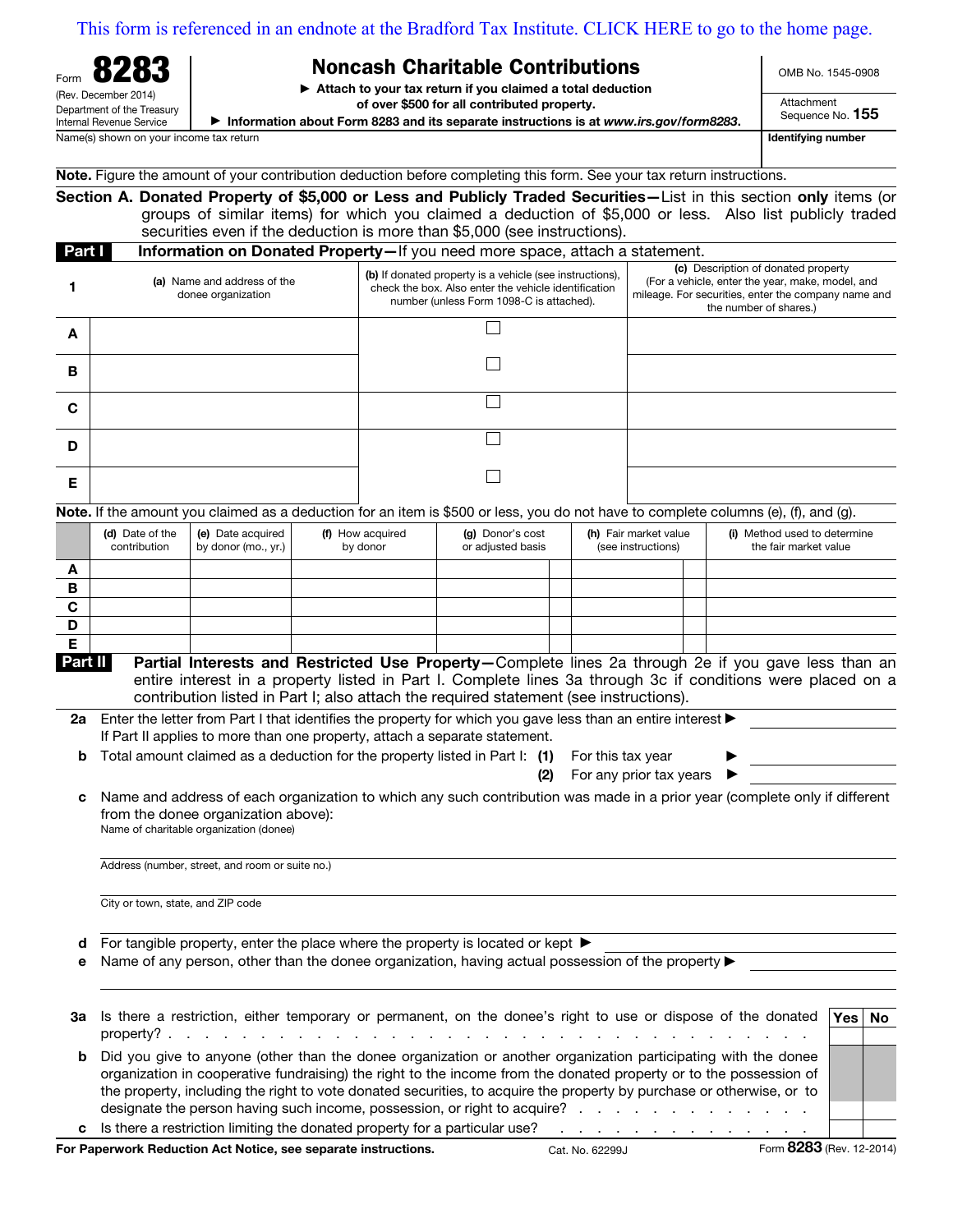This form is referenced in an endnote at the Bradford Tax Institute. CLICK HERE to go to the home page.

Form **8283**
(Rev. December 2014)
Department of the Treasury
Internal Revenue Service

# Noncash Charitable Contributions

▶ Attach to your tax return if you claimed a total deduction of over $500 for all contributed property.

▶ Information about Form 8283 and its separate instructions is at *www.irs.gov/form8283*.

OMB No. 1545-0908

Attachment Sequence No. **155**

Name(s) shown on your income tax return | **Identifying number**

**Note.** Figure the amount of your contribution deduction before completing this form. See your tax return instructions.

**Section A. Donated Property of $5,000 or Less and Publicly Traded Securities—**List in this section **only** items (or groups of similar items) for which you claimed a deduction of $5,000 or less. Also list publicly traded securities even if the deduction is more than $5,000 (see instructions).

**Part I** **Information on Donated Property—**If you need more space, attach a statement.

| 1 | (a) Name and address of the donee organization | (b) If donated property is a vehicle (see instructions), check the box. Also enter the vehicle identification number (unless Form 1098-C is attached). | (c) Description of donated property (For a vehicle, enter the year, make, model, and mileage. For securities, enter the company name and the number of shares.) |
|---|---|---|---|
| A | | ☐ | |
| B | | ☐ | |
| C | | ☐ | |
| D | | ☐ | |
| E | | ☐ | |

**Note.** If the amount you claimed as a deduction for an item is $500 or less, you do not have to complete columns (e), (f), and (g).

| | (d) Date of the contribution | (e) Date acquired by donor (mo., yr.) | (f) How acquired by donor | (g) Donor's cost or adjusted basis | (h) Fair market value (see instructions) | (i) Method used to determine the fair market value |
|---|---|---|---|---|---|---|
| A | | | | | | |
| B | | | | | | |
| C | | | | | | |
| D | | | | | | |
| E | | | | | | |

**Part II** **Partial Interests and Restricted Use Property—**Complete lines 2a through 2e if you gave less than an entire interest in a property listed in Part I. Complete lines 3a through 3c if conditions were placed on a contribution listed in Part I; also attach the required statement (see instructions).

**2a** Enter the letter from Part I that identifies the property for which you gave less than an entire interest ▶ ________
If Part II applies to more than one property, attach a separate statement.

**b** Total amount claimed as a deduction for the property listed in Part I: **(1)** For this tax year ▶ ________
**(2)** For any prior tax years ▶ ________

**c** Name and address of each organization to which any such contribution was made in a prior year (complete only if different from the donee organization above):

Name of charitable organization (donee)

Address (number, street, and room or suite no.)

City or town, state, and ZIP code

**d** For tangible property, enter the place where the property is located or kept ▶

**e** Name of any person, other than the donee organization, having actual possession of the property ▶

| | | Yes | No |
|---|---|---|---|
| **3a** | Is there a restriction, either temporary or permanent, on the donee's right to use or dispose of the donated property? | | |
| **b** | Did you give to anyone (other than the donee organization or another organization participating with the donee organization in cooperative fundraising) the right to the income from the donated property or to the possession of the property, including the right to vote donated securities, to acquire the property by purchase or otherwise, or to designate the person having such income, possession, or right to acquire? | | |
| **c** | Is there a restriction limiting the donated property for a particular use? | | |

**For Paperwork Reduction Act Notice, see separate instructions.** Cat. No. 62299J Form **8283** (Rev. 12-2014)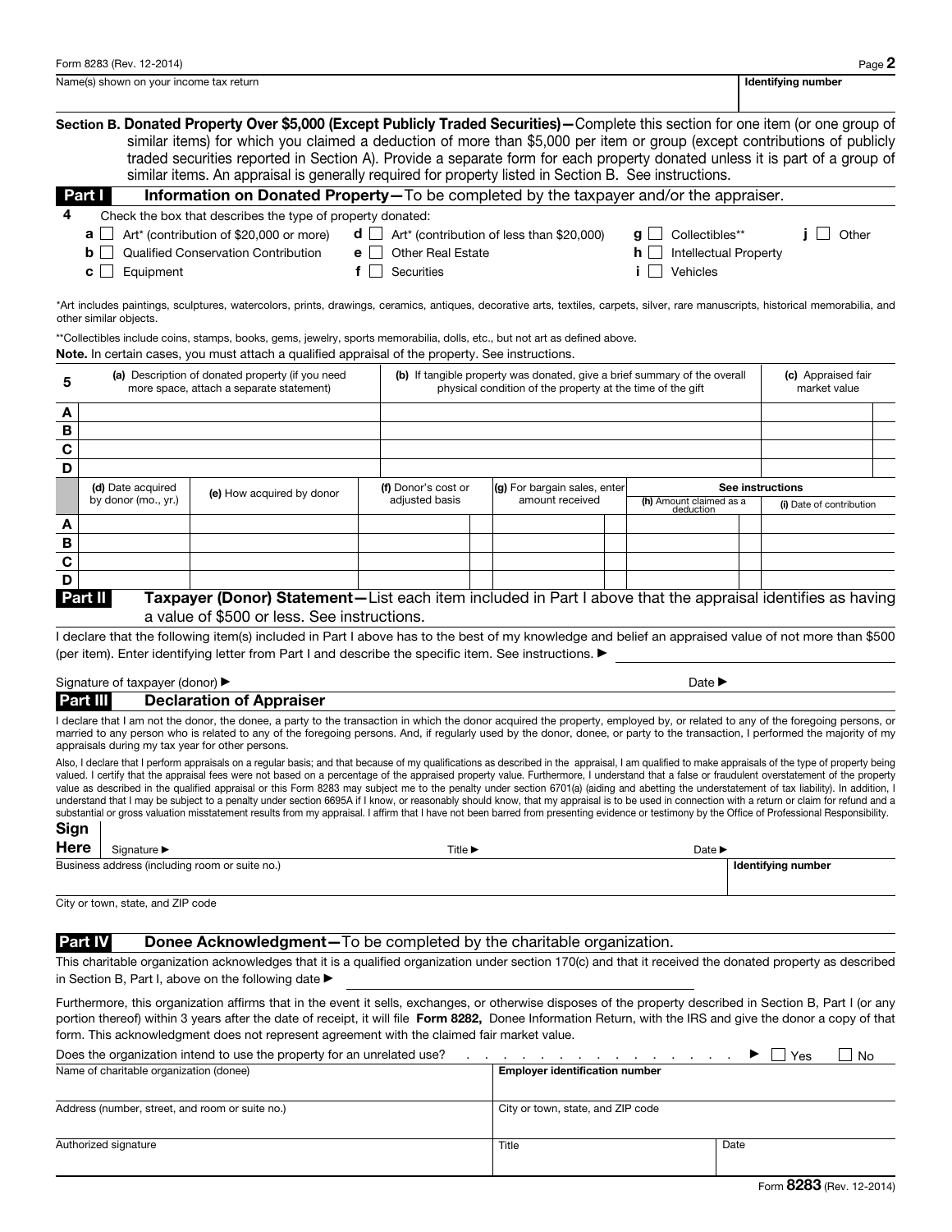Form 8283 (Rev. 12-2014)

Name(s) shown on your income tax return | Identifying number

**Section B. Donated Property Over $5,000 (Except Publicly Traded Securities)—**Complete this section for one item (or one group of similar items) for which you claimed a deduction of more than $5,000 per item or group (except contributions of publicly traded securities reported in Section A). Provide a separate form for each property donated unless it is part of a group of similar items. An appraisal is generally required for property listed in Section B. See instructions.

## Part I Information on Donated Property—To be completed by the taxpayer and/or the appraiser.

**4** Check the box that describes the type of property donated:

- **a** ☐ Art* (contribution of $20,000 or more)
- **b** ☐ Qualified Conservation Contribution
- **c** ☐ Equipment
- **d** ☐ Art* (contribution of less than $20,000)
- **e** ☐ Other Real Estate
- **f** ☐ Securities
- **g** ☐ Collectibles**
- **h** ☐ Intellectual Property
- **i** ☐ Vehicles
- **j** ☐ Other

*Art includes paintings, sculptures, watercolors, prints, drawings, ceramics, antiques, decorative arts, textiles, carpets, silver, rare manuscripts, historical memorabilia, and other similar objects.

**Collectibles include coins, stamps, books, gems, jewelry, sports memorabilia, dolls, etc., but not art as defined above.

**Note.** In certain cases, you must attach a qualified appraisal of the property. See instructions.

| 5 | (a) Description of donated property (if you need more space, attach a separate statement) | (b) If tangible property was donated, give a brief summary of the overall physical condition of the property at the time of the gift | (c) Appraised fair market value |
|---|---|---|---|
| A | | | |
| B | | | |
| C | | | |
| D | | | |

| | (d) Date acquired by donor (mo., yr.) | (e) How acquired by donor | (f) Donor's cost or adjusted basis | (g) For bargain sales, enter amount received | See instructions: (h) Amount claimed as a deduction | (i) Date of contribution |
|---|---|---|---|---|---|---|
| A | | | | | | |
| B | | | | | | |
| C | | | | | | |
| D | | | | | | |

## Part II Taxpayer (Donor) Statement—List each item included in Part I above that the appraisal identifies as having a value of $500 or less. See instructions.

I declare that the following item(s) included in Part I above has to the best of my knowledge and belief an appraised value of not more than $500 (per item). Enter identifying letter from Part I and describe the specific item. See instructions. ▶ ______________

Signature of taxpayer (donor) ▶ ______________ Date ▶ ______________

## Part III Declaration of Appraiser

I declare that I am not the donor, the donee, a party to the transaction in which the donor acquired the property, employed by, or related to any of the foregoing persons, or married to any person who is related to any of the foregoing persons. And, if regularly used by the donor, donee, or party to the transaction, I performed the majority of my appraisals during my tax year for other persons.

Also, I declare that I perform appraisals on a regular basis; and that because of my qualifications as described in the appraisal, I am qualified to make appraisals of the type of property being valued. I certify that the appraisal fees were not based on a percentage of the appraised property value. Furthermore, I understand that a false or fraudulent overstatement of the property value as described in the qualified appraisal or this Form 8283 may subject me to the penalty under section 6701(a) (aiding and abetting the understatement of tax liability). In addition, I understand that I may be subject to a penalty under section 6695A if I know, or reasonably should know, that my appraisal is to be used in connection with a return or claim for refund and a substantial or gross valuation misstatement results from my appraisal. I affirm that I have not been barred from presenting evidence or testimony by the Office of Professional Responsibility.

**Sign Here** Signature ▶ ______________ Title ▶ ______________ Date ▶ ______________

Business address (including room or suite no.) | Identifying number

City or town, state, and ZIP code

## Part IV Donee Acknowledgment—To be completed by the charitable organization.

This charitable organization acknowledges that it is a qualified organization under section 170(c) and that it received the donated property as described in Section B, Part I, above on the following date ▶ ______________

Furthermore, this organization affirms that in the event it sells, exchanges, or otherwise disposes of the property described in Section B, Part I (or any portion thereof) within 3 years after the date of receipt, it will file **Form 8282,** Donee Information Return, with the IRS and give the donor a copy of that form. This acknowledgment does not represent agreement with the claimed fair market value.

Does the organization intend to use the property for an unrelated use? . . . . . . . . . . . . . . . . . . ▶ ☐ Yes ☐ No

| Name of charitable organization (donee) | Employer identification number | |
|---|---|---|
| Address (number, street, and room or suite no.) | City or town, state, and ZIP code | |
| Authorized signature | Title | Date |

Form **8283** (Rev. 12-2014)